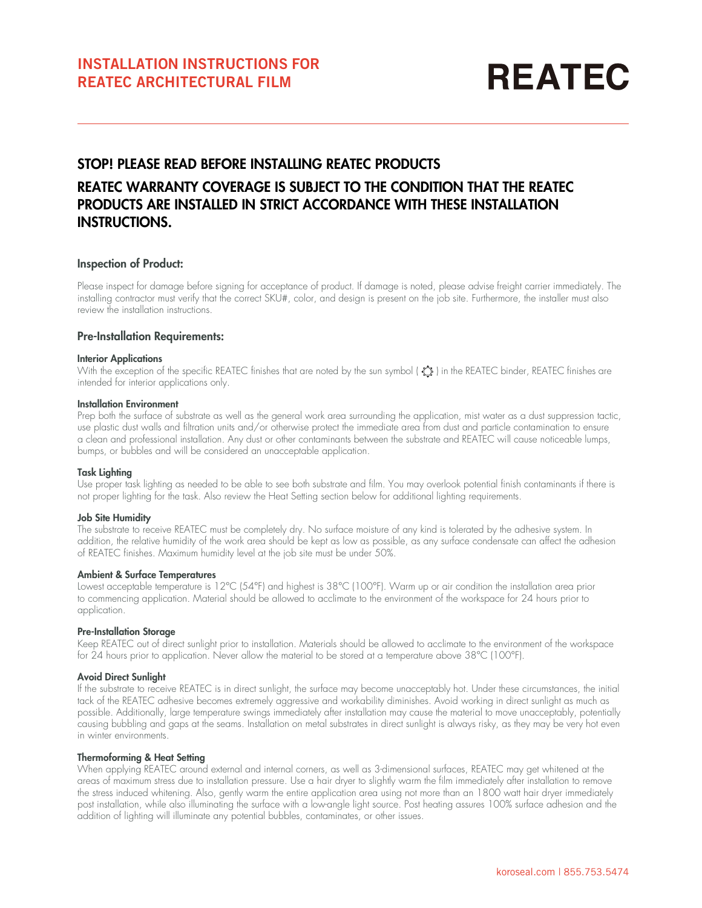# INSTALLATION INSTRUCTIONS FOR REATEC ARCHITECTURAL FILM

REATEC

## STOP! PLEASE READ BEFORE INSTALLING REATEC PRODUCTS

## REATEC WARRANTY COVERAGE IS SUBJECT TO THE CONDITION THAT THE REATEC PRODUCTS ARE INSTALLED IN STRICT ACCORDANCE WITH THESE INSTALLATION INSTRUCTIONS.

### Inspection of Product:

Please inspect for damage before signing for acceptance of product. If damage is noted, please advise freight carrier immediately. The installing contractor must verify that the correct SKU#, color, and design is present on the job site. Furthermore, the installer must also review the installation instructions.

### Pre-Installation Requirements:

#### Interior Applications

With the exception of the specific REATEC finishes that are noted by the sun symbol ( ☼ ) in the REATEC binder, REATEC finishes are intended for interior applications only.

#### Installation Environment

Prep both the surface of substrate as well as the general work area surrounding the application, mist water as a dust suppression tactic, use plastic dust walls and filtration units and/or otherwise protect the immediate area from dust and particle contamination to ensure a clean and professional installation. Any dust or other contaminants between the substrate and REATEC will cause noticeable lumps, bumps, or bubbles and will be considered an unacceptable application.

#### Task Lighting

Use proper task lighting as needed to be able to see both substrate and film. You may overlook potential finish contaminants if there is not proper lighting for the task. Also review the Heat Setting section below for additional lighting requirements.

#### Job Site Humidity

The substrate to receive REATEC must be completely dry. No surface moisture of any kind is tolerated by the adhesive system. In addition, the relative humidity of the work area should be kept as low as possible, as any surface condensate can affect the adhesion of REATEC finishes. Maximum humidity level at the job site must be under 50%.

#### Ambient & Surface Temperatures

Lowest acceptable temperature is 12°C (54°F) and highest is 38°C (100°F). Warm up or air condition the installation area prior to commencing application. Material should be allowed to acclimate to the environment of the workspace for 24 hours prior to application.

#### Pre-Installation Storage

Keep REATEC out of direct sunlight prior to installation. Materials should be allowed to acclimate to the environment of the workspace for 24 hours prior to application. Never allow the material to be stored at a temperature above 38°C (100°F).

#### Avoid Direct Sunlight

If the substrate to receive REATEC is in direct sunlight, the surface may become unacceptably hot. Under these circumstances, the initial tack of the REATEC adhesive becomes extremely aggressive and workability diminishes. Avoid working in direct sunlight as much as possible. Additionally, large temperature swings immediately after installation may cause the material to move unacceptably, potentially causing bubbling and gaps at the seams. Installation on metal substrates in direct sunlight is always risky, as they may be very hot even in winter environments.

#### Thermoforming & Heat Setting

When applying REATEC around external and internal corners, as well as 3-dimensional surfaces, REATEC may get whitened at the areas of maximum stress due to installation pressure. Use a hair dryer to slightly warm the film immediately after installation to remove the stress induced whitening. Also, gently warm the entire application area using not more than an 1800 watt hair dryer immediately post installation, while also illuminating the surface with a low-angle light source. Post heating assures 100% surface adhesion and the addition of lighting will illuminate any potential bubbles, contaminates, or other issues.

koroseal.com | 855.753.5474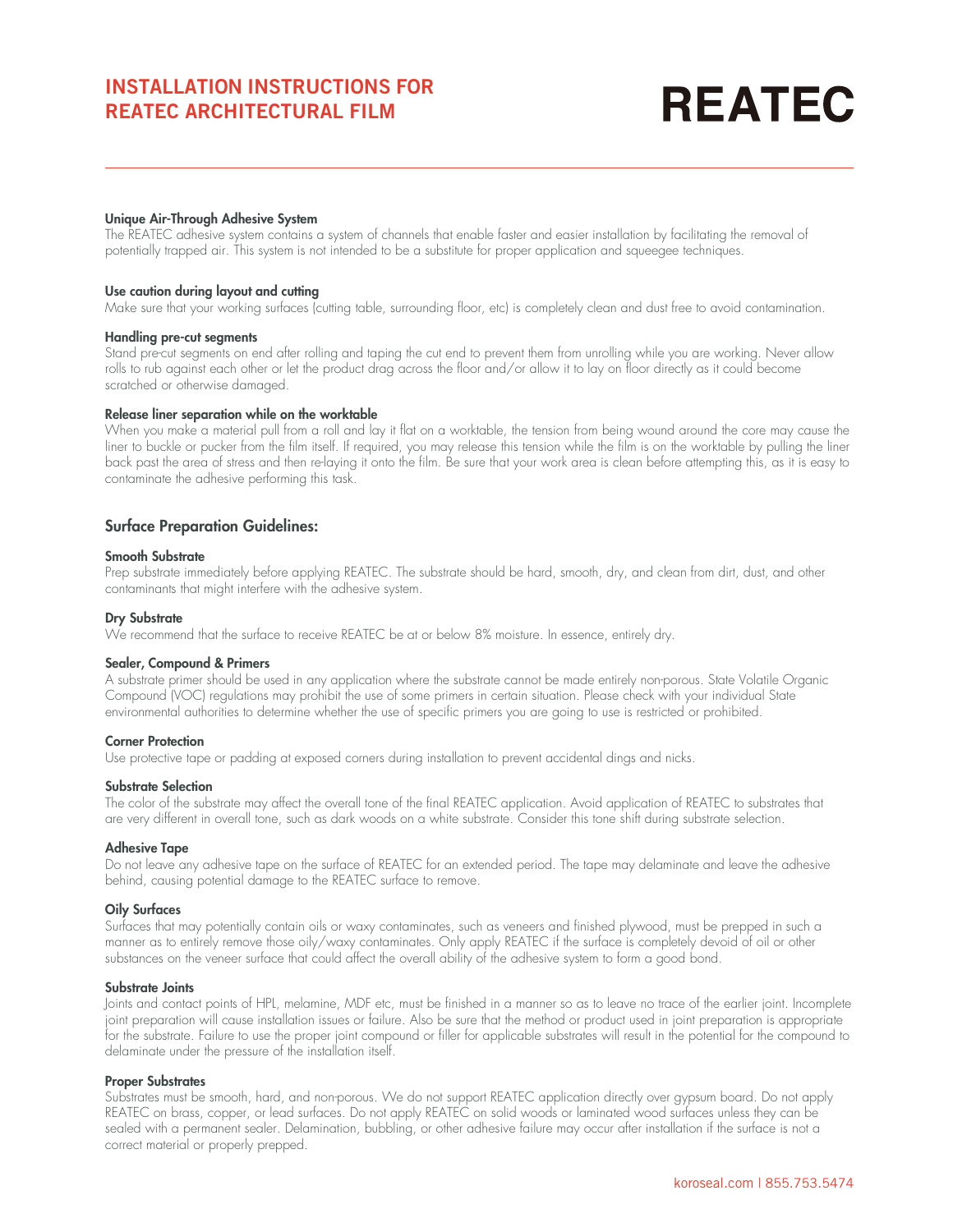# INSTALLATION INSTRUCTIONS FOR REATEC ARCHITECTURAL FILM

**REATEC**

### Unique Air-Through Adhesive System

The REATEC adhesive system contains a system of channels that enable faster and easier installation by facilitating the removal of potentially trapped air. This system is not intended to be a substitute for proper application and squeegee techniques.

### Use caution during layout and cutting

Make sure that your working surfaces (cutting table, surrounding floor, etc) is completely clean and dust free to avoid contamination.

### Handling pre-cut segments

Stand pre-cut segments on end after rolling and taping the cut end to prevent them from unrolling while you are working. Never allow rolls to rub against each other or let the product drag across the floor and/or allow it to lay on floor directly as it could become scratched or otherwise damaged.

### Release liner separation while on the worktable

When you make a material pull from a roll and lay it flat on a worktable, the tension from being wound around the core may cause the liner to buckle or pucker from the film itself. If required, you may release this tension while the film is on the worktable by pulling the liner back past the area of stress and then re-laying it onto the film. Be sure that your work area is clean before attempting this, as it is easy to contaminate the adhesive performing this task.

## Surface Preparation Guidelines:

### Smooth Substrate

Prep substrate immediately before applying REATEC. The substrate should be hard, smooth, dry, and clean from dirt, dust, and other contaminants that might interfere with the adhesive system.

### Dry Substrate

We recommend that the surface to receive REATEC be at or below 8% moisture. In essence, entirely dry.

### Sealer, Compound & Primers

A substrate primer should be used in any application where the substrate cannot be made entirely non-porous. State Volatile Organic Compound (VOC) regulations may prohibit the use of some primers in certain situation. Please check with your individual State environmental authorities to determine whether the use of specific primers you are going to use is restricted or prohibited.

### Corner Protection

Use protective tape or padding at exposed corners during installation to prevent accidental dings and nicks.

### Substrate Selection

The color of the substrate may affect the overall tone of the final REATEC application. Avoid application of REATEC to substrates that are very different in overall tone, such as dark woods on a white substrate. Consider this tone shift during substrate selection.

### Adhesive Tape

Do not leave any adhesive tape on the surface of REATEC for an extended period. The tape may delaminate and leave the adhesive behind, causing potential damage to the REATEC surface to remove.

### Oily Surfaces

Surfaces that may potentially contain oils or waxy contaminates, such as veneers and finished plywood, must be prepped in such a manner as to entirely remove those oily/waxy contaminates. Only apply REATEC if the surface is completely devoid of oil or other substances on the veneer surface that could affect the overall ability of the adhesive system to form a good bond.

### Substrate Joints

Joints and contact points of HPL, melamine, MDF etc, must be finished in a manner so as to leave no trace of the earlier joint. Incomplete joint preparation will cause installation issues or failure. Also be sure that the method or product used in joint preparation is appropriate for the substrate. Failure to use the proper joint compound or filler for applicable substrates will result in the potential for the compound to delaminate under the pressure of the installation itself.

### Proper Substrates

Substrates must be smooth, hard, and non-porous. We do not support REATEC application directly over gypsum board. Do not apply REATEC on brass, copper, or lead surfaces. Do not apply REATEC on solid woods or laminated wood surfaces unless they can be sealed with a permanent sealer. Delamination, bubbling, or other adhesive failure may occur after installation if the surface is not a correct material or properly prepped.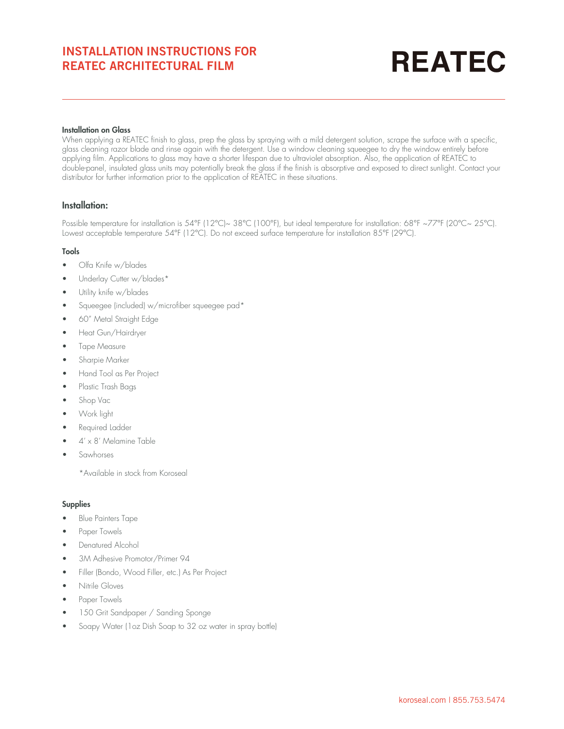# INSTALLATION INSTRUCTIONS FOR REATEC ARCHITECTURAL FILM

REATEC

#### Installation on Glass

When applying a REATEC finish to glass, prep the glass by spraying with a mild detergent solution, scrape the surface with a specific, glass cleaning razor blade and rinse again with the detergent. Use a window cleaning squeegee to dry the window entirely before applying film. Applications to glass may have a shorter lifespan due to ultraviolet absorption. Also, the application of REATEC to double-panel, insulated glass units may potentially break the glass if the finish is absorptive and exposed to direct sunlight. Contact your distributor for further information prior to the application of REATEC in these situations.

### Installation:

Possible temperature for installation is 54°F (12°C)~ 38°C (100°F), but ideal temperature for installation: 68°F ~77°F (20°C~ 25°C). Lowest acceptable temperature 54°F (12°C). Do not exceed surface temperature for installation 85°F (29°C).

#### Tools

- Olfa Knife w/blades
- Underlay Cutter w/blades*
- Utility knife w/blades
- Squeegee (included) w/microfiber squeegee pad*
- 60" Metal Straight Edge
- Heat Gun/Hairdryer
- Tape Measure
- Sharpie Marker
- Hand Tool as Per Project
- Plastic Trash Bags
- Shop Vac
- Work light
- Required Ladder
- 4' x 8' Melamine Table
- Sawhorses

*Available in stock from Koroseal

#### Supplies

- Blue Painters Tape
- Paper Towels
- Denatured Alcohol
- 3M Adhesive Promotor/Primer 94
- Filler (Bondo, Wood Filler, etc.) As Per Project
- Nitrile Gloves
- Paper Towels
- 150 Grit Sandpaper / Sanding Sponge
- Soapy Water (1oz Dish Soap to 32 oz water in spray bottle)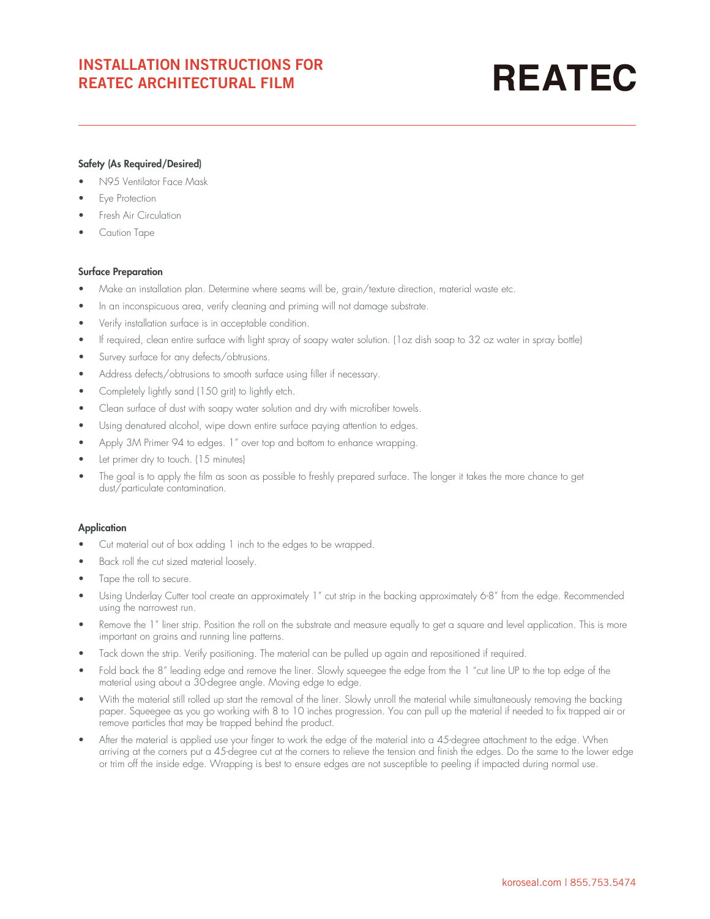# INSTALLATION INSTRUCTIONS FOR REATEC ARCHITECTURAL FILM

**REATEC**

### Safety (As Required/Desired)

- N95 Ventilator Face Mask
- Eye Protection
- Fresh Air Circulation
- Caution Tape

### Surface Preparation

- Make an installation plan. Determine where seams will be, grain/texture direction, material waste etc.
- In an inconspicuous area, verify cleaning and priming will not damage substrate.
- Verify installation surface is in acceptable condition.
- If required, clean entire surface with light spray of soapy water solution. (1oz dish soap to 32 oz water in spray bottle)
- Survey surface for any defects/obtrusions.
- Address defects/obtrusions to smooth surface using filler if necessary.
- Completely lightly sand (150 grit) to lightly etch.
- Clean surface of dust with soapy water solution and dry with microfiber towels.
- Using denatured alcohol, wipe down entire surface paying attention to edges.
- Apply 3M Primer 94 to edges. 1" over top and bottom to enhance wrapping.
- Let primer dry to touch. (15 minutes)
- The goal is to apply the film as soon as possible to freshly prepared surface. The longer it takes the more chance to get dust/particulate contamination.

### Application

- Cut material out of box adding 1 inch to the edges to be wrapped.
- Back roll the cut sized material loosely.
- Tape the roll to secure.
- Using Underlay Cutter tool create an approximately 1" cut strip in the backing approximately 6-8" from the edge. Recommended using the narrowest run.
- Remove the 1" liner strip. Position the roll on the substrate and measure equally to get a square and level application. This is more important on grains and running line patterns.
- Tack down the strip. Verify positioning. The material can be pulled up again and repositioned if required.
- Fold back the 8" leading edge and remove the liner. Slowly squeegee the edge from the 1 "cut line UP to the top edge of the material using about a 30-degree angle. Moving edge to edge.
- With the material still rolled up start the removal of the liner. Slowly unroll the material while simultaneously removing the backing paper. Squeegee as you go working with 8 to 10 inches progression. You can pull up the material if needed to fix trapped air or remove particles that may be trapped behind the product.
- After the material is applied use your finger to work the edge of the material into a 45-degree attachment to the edge. When arriving at the corners put a 45-degree cut at the corners to relieve the tension and finish the edges. Do the same to the lower edge or trim off the inside edge. Wrapping is best to ensure edges are not susceptible to peeling if impacted during normal use.

koroseal.com | 855.753.5474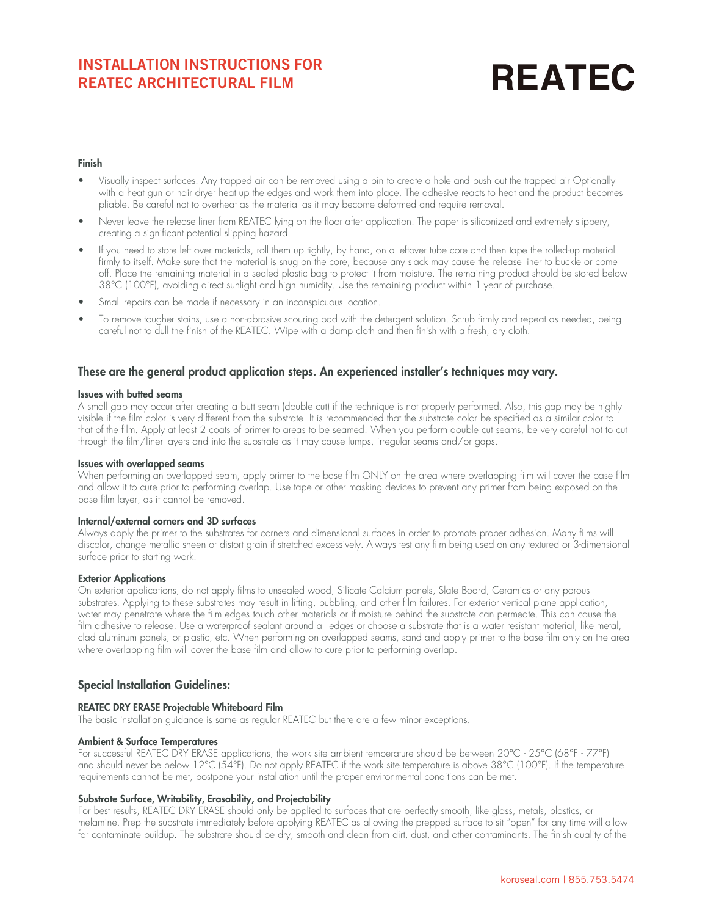### Finish

- Visually inspect surfaces. Any trapped air can be removed using a pin to create a hole and push out the trapped air Optionally with a heat gun or hair dryer heat up the edges and work them into place. The adhesive reacts to heat and the product becomes pliable. Be careful not to overheat as the material as it may become deformed and require removal.
- Never leave the release liner from REATEC lying on the floor after application. The paper is siliconized and extremely slippery, creating a significant potential slipping hazard.
- If you need to store left over materials, roll them up tightly, by hand, on a leftover tube core and then tape the rolled-up material firmly to itself. Make sure that the material is snug on the core, because any slack may cause the release liner to buckle or come off. Place the remaining material in a sealed plastic bag to protect it from moisture. The remaining product should be stored below 38°C (100°F), avoiding direct sunlight and high humidity. Use the remaining product within 1 year of purchase.
- Small repairs can be made if necessary in an inconspicuous location.
- To remove tougher stains, use a non-abrasive scouring pad with the detergent solution. Scrub firmly and repeat as needed, being careful not to dull the finish of the REATEC. Wipe with a damp cloth and then finish with a fresh, dry cloth.

## These are the general product application steps. An experienced installer's techniques may vary.

### Issues with butted seams

A small gap may occur after creating a butt seam (double cut) if the technique is not properly performed. Also, this gap may be highly visible if the film color is very different from the substrate. It is recommended that the substrate color be specified as a similar color to that of the film. Apply at least 2 coats of primer to areas to be seamed. When you perform double cut seams, be very careful not to cut through the film/liner layers and into the substrate as it may cause lumps, irregular seams and/or gaps.

### Issues with overlapped seams

When performing an overlapped seam, apply primer to the base film ONLY on the area where overlapping film will cover the base film and allow it to cure prior to performing overlap. Use tape or other masking devices to prevent any primer from being exposed on the base film layer, as it cannot be removed.

### Internal/external corners and 3D surfaces

Always apply the primer to the substrates for corners and dimensional surfaces in order to promote proper adhesion. Many films will discolor, change metallic sheen or distort grain if stretched excessively. Always test any film being used on any textured or 3-dimensional surface prior to starting work.

### Exterior Applications

On exterior applications, do not apply films to unsealed wood, Silicate Calcium panels, Slate Board, Ceramics or any porous substrates. Applying to these substrates may result in lifting, bubbling, and other film failures. For exterior vertical plane application, water may penetrate where the film edges touch other materials or if moisture behind the substrate can permeate. This can cause the film adhesive to release. Use a waterproof sealant around all edges or choose a substrate that is a water resistant material, like metal, clad aluminum panels, or plastic, etc. When performing on overlapped seams, sand and apply primer to the base film only on the area where overlapping film will cover the base film and allow to cure prior to performing overlap.

## Special Installation Guidelines:

### REATEC DRY ERASE Projectable Whiteboard Film

The basic installation guidance is same as regular REATEC but there are a few minor exceptions.

### Ambient & Surface Temperatures

For successful REATEC DRY ERASE applications, the work site ambient temperature should be between 20°C - 25°C (68°F - 77°F) and should never be below 12°C (54°F). Do not apply REATEC if the work site temperature is above 38°C (100°F). If the temperature requirements cannot be met, postpone your installation until the proper environmental conditions can be met.

### Substrate Surface, Writability, Erasability, and Projectability

For best results, REATEC DRY ERASE should only be applied to surfaces that are perfectly smooth, like glass, metals, plastics, or melamine. Prep the substrate immediately before applying REATEC as allowing the prepped surface to sit "open" for any time will allow for contaminate buildup. The substrate should be dry, smooth and clean from dirt, dust, and other contaminants. The finish quality of the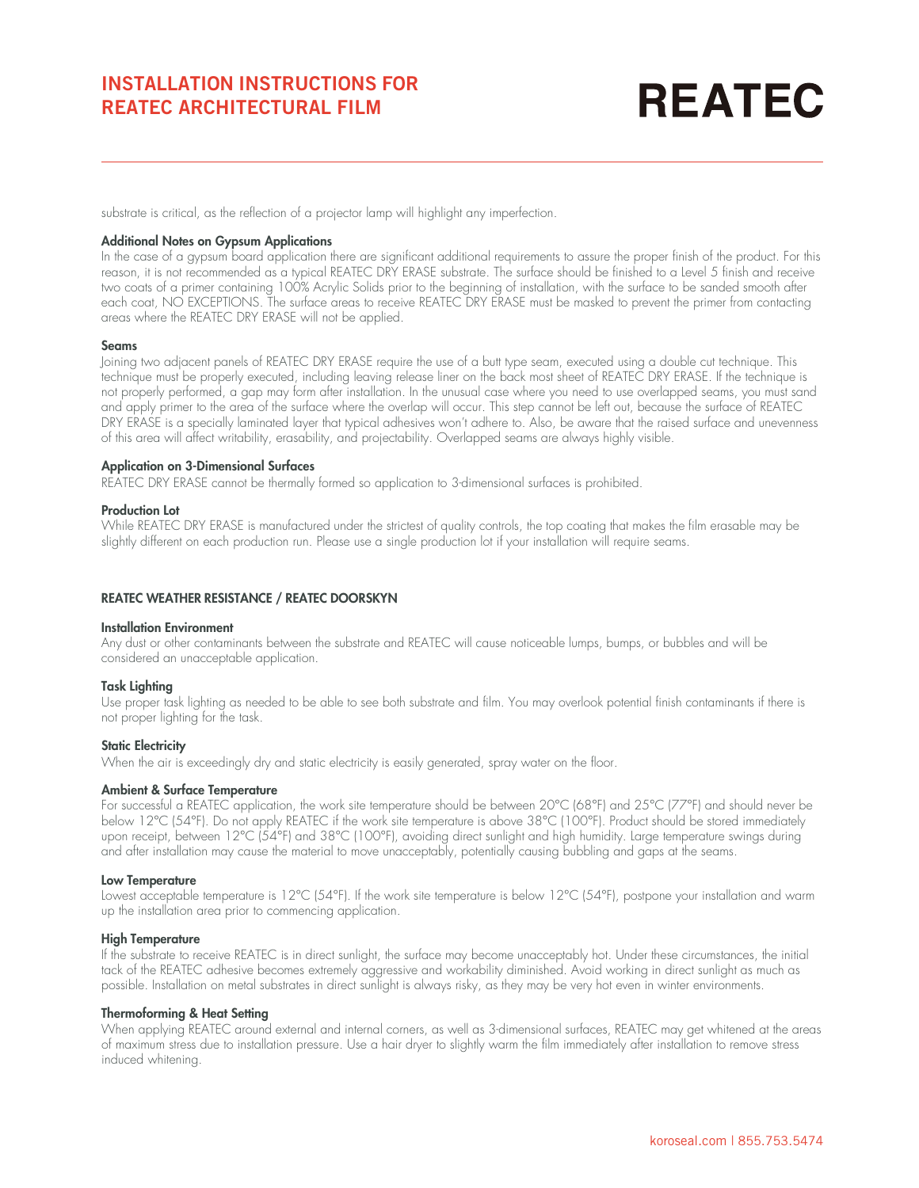substrate is critical, as the reflection of a projector lamp will highlight any imperfection.

**Additional Notes on Gypsum Applications**

In the case of a gypsum board application there are significant additional requirements to assure the proper finish of the product. For this reason, it is not recommended as a typical REATEC DRY ERASE substrate. The surface should be finished to a Level 5 finish and receive two coats of a primer containing 100% Acrylic Solids prior to the beginning of installation, with the surface to be sanded smooth after each coat, NO EXCEPTIONS. The surface areas to receive REATEC DRY ERASE must be masked to prevent the primer from contacting areas where the REATEC DRY ERASE will not be applied.

**Seams**

Joining two adjacent panels of REATEC DRY ERASE require the use of a butt type seam, executed using a double cut technique. This technique must be properly executed, including leaving release liner on the back most sheet of REATEC DRY ERASE. If the technique is not properly performed, a gap may form after installation. In the unusual case where you need to use overlapped seams, you must sand and apply primer to the area of the surface where the overlap will occur. This step cannot be left out, because the surface of REATEC DRY ERASE is a specially laminated layer that typical adhesives won't adhere to. Also, be aware that the raised surface and unevenness of this area will affect writability, erasability, and projectability. Overlapped seams are always highly visible.

**Application on 3-Dimensional Surfaces**

REATEC DRY ERASE cannot be thermally formed so application to 3-dimensional surfaces is prohibited.

**Production Lot**

While REATEC DRY ERASE is manufactured under the strictest of quality controls, the top coating that makes the film erasable may be slightly different on each production run. Please use a single production lot if your installation will require seams.

## REATEC WEATHER RESISTANCE / REATEC DOORSKYN

**Installation Environment**

Any dust or other contaminants between the substrate and REATEC will cause noticeable lumps, bumps, or bubbles and will be considered an unacceptable application.

**Task Lighting**

Use proper task lighting as needed to be able to see both substrate and film. You may overlook potential finish contaminants if there is not proper lighting for the task.

**Static Electricity**

When the air is exceedingly dry and static electricity is easily generated, spray water on the floor.

**Ambient & Surface Temperature**

For successful a REATEC application, the work site temperature should be between 20°C (68°F) and 25°C (77°F) and should never be below 12°C (54°F). Do not apply REATEC if the work site temperature is above 38°C (100°F). Product should be stored immediately upon receipt, between 12°C (54°F) and 38°C (100°F), avoiding direct sunlight and high humidity. Large temperature swings during and after installation may cause the material to move unacceptably, potentially causing bubbling and gaps at the seams.

**Low Temperature**

Lowest acceptable temperature is 12°C (54°F). If the work site temperature is below 12°C (54°F), postpone your installation and warm up the installation area prior to commencing application.

**High Temperature**

If the substrate to receive REATEC is in direct sunlight, the surface may become unacceptably hot. Under these circumstances, the initial tack of the REATEC adhesive becomes extremely aggressive and workability diminished. Avoid working in direct sunlight as much as possible. Installation on metal substrates in direct sunlight is always risky, as they may be very hot even in winter environments.

**Thermoforming & Heat Setting**

When applying REATEC around external and internal corners, as well as 3-dimensional surfaces, REATEC may get whitened at the areas of maximum stress due to installation pressure. Use a hair dryer to slightly warm the film immediately after installation to remove stress induced whitening.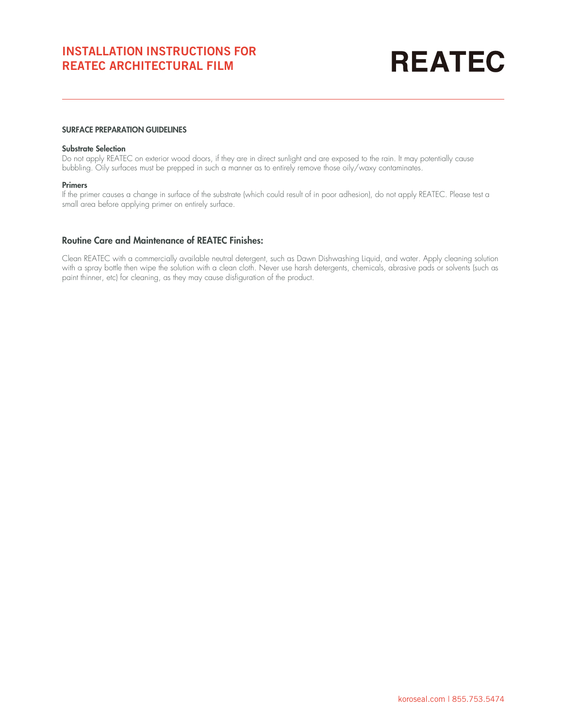## SURFACE PREPARATION GUIDELINES

**Substrate Selection**

Do not apply REATEC on exterior wood doors, if they are in direct sunlight and are exposed to the rain. It may potentially cause bubbling. Oily surfaces must be prepped in such a manner as to entirely remove those oily/waxy contaminates.

**Primers**

If the primer causes a change in surface of the substrate (which could result of in poor adhesion), do not apply REATEC. Please test a small area before applying primer on entirely surface.

## Routine Care and Maintenance of REATEC Finishes:

Clean REATEC with a commercially available neutral detergent, such as Dawn Dishwashing Liquid, and water. Apply cleaning solution with a spray bottle then wipe the solution with a clean cloth. Never use harsh detergents, chemicals, abrasive pads or solvents (such as paint thinner, etc) for cleaning, as they may cause disfiguration of the product.